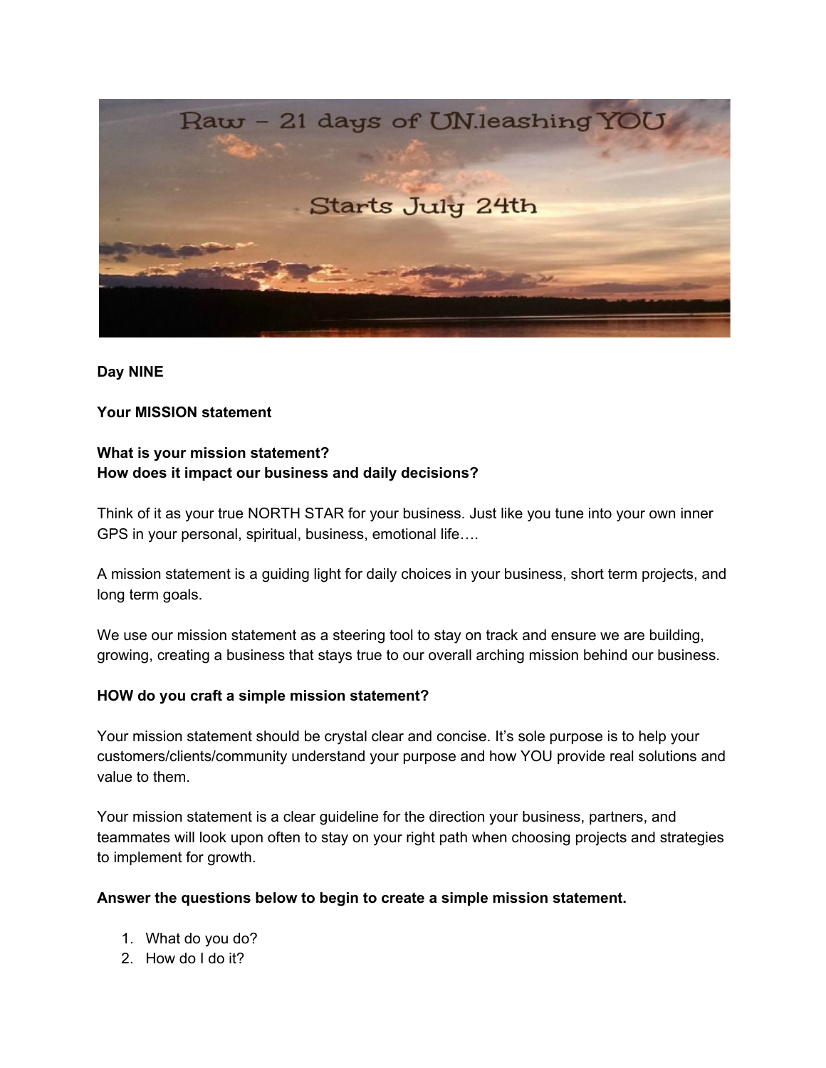Raw – 21 days of UN.leashing YOU

Starts July 24th

**Day NINE**

**Your MISSION statement**

**What is your mission statement?**
**How does it impact our business and daily decisions?**

Think of it as your true NORTH STAR for your business. Just like you tune into your own inner GPS in your personal, spiritual, business, emotional life….

A mission statement is a guiding light for daily choices in your business, short term projects, and long term goals.

We use our mission statement as a steering tool to stay on track and ensure we are building, growing, creating a business that stays true to our overall arching mission behind our business.

**HOW do you craft a simple mission statement?**

Your mission statement should be crystal clear and concise. It's sole purpose is to help your customers/clients/community understand your purpose and how YOU provide real solutions and value to them.

Your mission statement is a clear guideline for the direction your business, partners, and teammates will look upon often to stay on your right path when choosing projects and strategies to implement for growth.

**Answer the questions below to begin to create a simple mission statement.**

1. What do you do?
2. How do I do it?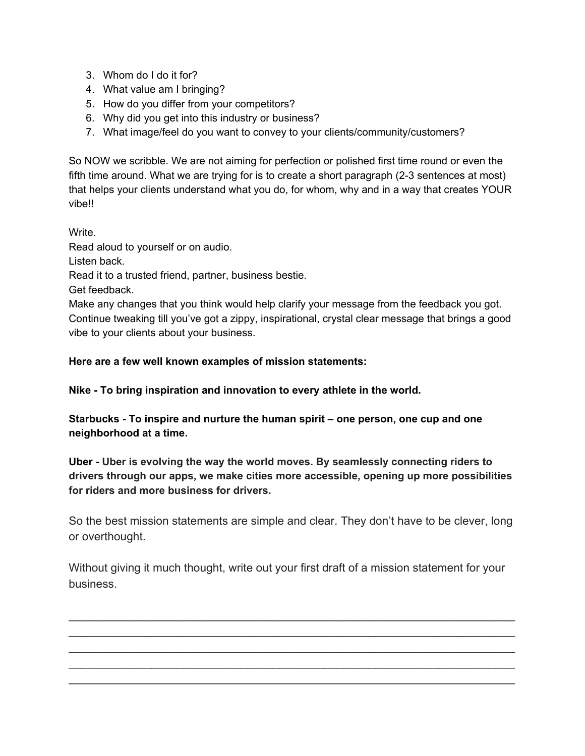3. Whom do I do it for?
4. What value am I bringing?
5. How do you differ from your competitors?
6. Why did you get into this industry or business?
7. What image/feel do you want to convey to your clients/community/customers?

So NOW we scribble. We are not aiming for perfection or polished first time round or even the fifth time around. What we are trying for is to create a short paragraph (2-3 sentences at most) that helps your clients understand what you do, for whom, why and in a way that creates YOUR vibe!!

Write.
Read aloud to yourself or on audio.
Listen back.
Read it to a trusted friend, partner, business bestie.
Get feedback.
Make any changes that you think would help clarify your message from the feedback you got. Continue tweaking till you've got a zippy, inspirational, crystal clear message that brings a good vibe to your clients about your business.

**Here are a few well known examples of mission statements:**

**Nike - To bring inspiration and innovation to every athlete in the world.**

**Starbucks - To inspire and nurture the human spirit – one person, one cup and one neighborhood at a time.**

**Uber - Uber is evolving the way the world moves. By seamlessly connecting riders to drivers through our apps, we make cities more accessible, opening up more possibilities for riders and more business for drivers.**

So the best mission statements are simple and clear. They don't have to be clever, long or overthought.

Without giving it much thought, write out your first draft of a mission statement for your business.

\_\_\_\_\_\_\_\_\_\_\_\_\_\_\_\_\_\_\_\_\_\_\_\_\_\_\_\_\_\_\_\_\_\_\_\_\_\_\_\_\_\_\_\_\_\_\_\_\_\_\_\_\_\_\_\_\_\_\_\_\_\_\_\_\_\_\_\_\_\_\_\_\_\_\_\_
\_\_\_\_\_\_\_\_\_\_\_\_\_\_\_\_\_\_\_\_\_\_\_\_\_\_\_\_\_\_\_\_\_\_\_\_\_\_\_\_\_\_\_\_\_\_\_\_\_\_\_\_\_\_\_\_\_\_\_\_\_\_\_\_\_\_\_\_\_\_\_\_\_\_\_\_
\_\_\_\_\_\_\_\_\_\_\_\_\_\_\_\_\_\_\_\_\_\_\_\_\_\_\_\_\_\_\_\_\_\_\_\_\_\_\_\_\_\_\_\_\_\_\_\_\_\_\_\_\_\_\_\_\_\_\_\_\_\_\_\_\_\_\_\_\_\_\_\_\_\_\_\_
\_\_\_\_\_\_\_\_\_\_\_\_\_\_\_\_\_\_\_\_\_\_\_\_\_\_\_\_\_\_\_\_\_\_\_\_\_\_\_\_\_\_\_\_\_\_\_\_\_\_\_\_\_\_\_\_\_\_\_\_\_\_\_\_\_\_\_\_\_\_\_\_\_\_\_\_
\_\_\_\_\_\_\_\_\_\_\_\_\_\_\_\_\_\_\_\_\_\_\_\_\_\_\_\_\_\_\_\_\_\_\_\_\_\_\_\_\_\_\_\_\_\_\_\_\_\_\_\_\_\_\_\_\_\_\_\_\_\_\_\_\_\_\_\_\_\_\_\_\_\_\_\_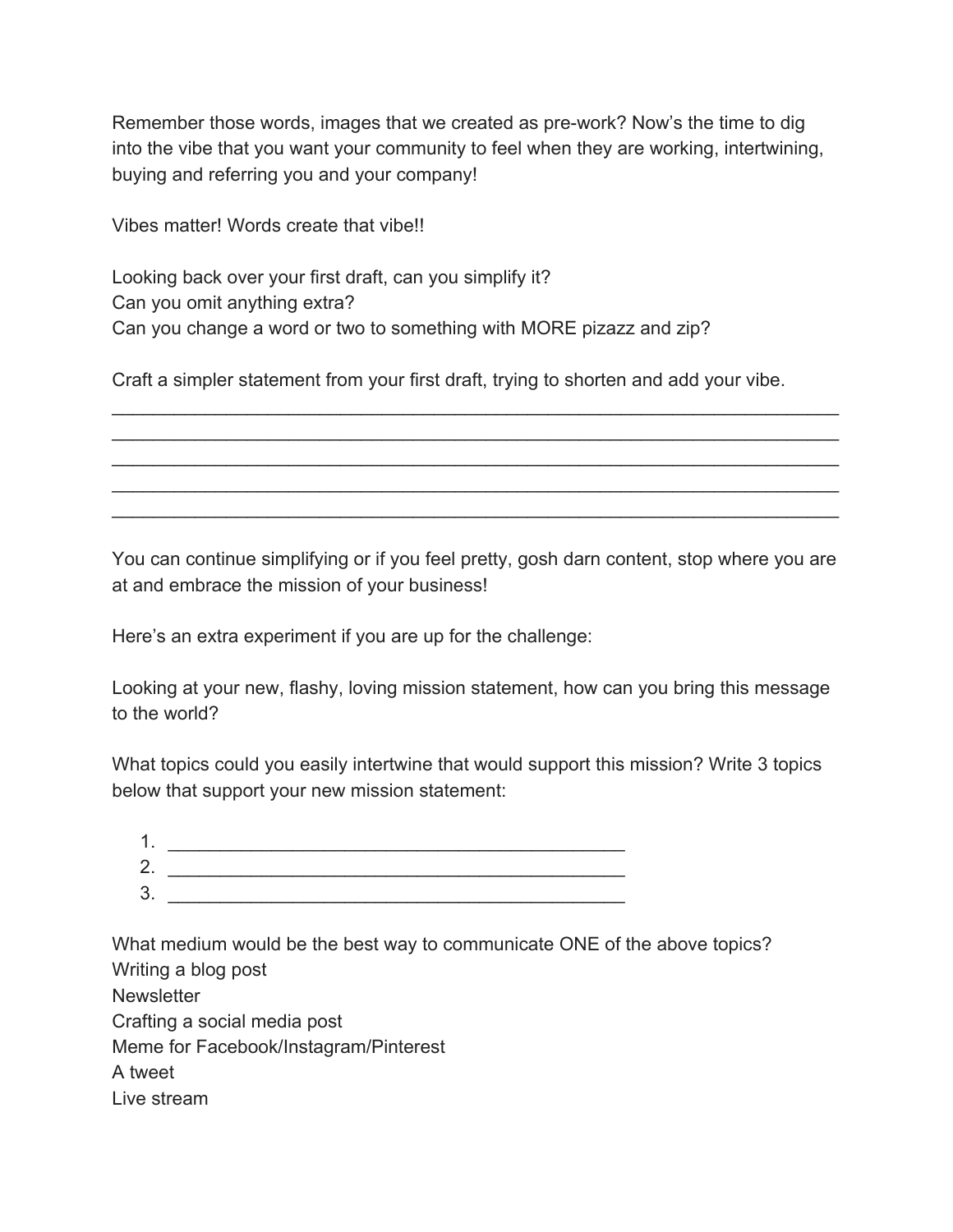Remember those words, images that we created as pre-work? Now's the time to dig into the vibe that you want your community to feel when they are working, intertwining, buying and referring you and your company!

Vibes matter! Words create that vibe!!

Looking back over your first draft, can you simplify it?
Can you omit anything extra?
Can you change a word or two to something with MORE pizazz and zip?

Craft a simpler statement from your first draft, trying to shorten and add your vibe.

___________________________________________________________________________
___________________________________________________________________________
___________________________________________________________________________
___________________________________________________________________________
___________________________________________________________________________

You can continue simplifying or if you feel pretty, gosh darn content, stop where you are at and embrace the mission of your business!

Here's an extra experiment if you are up for the challenge:

Looking at your new, flashy, loving mission statement, how can you bring this message to the world?

What topics could you easily intertwine that would support this mission? Write 3 topics below that support your new mission statement:

1. ______________________________________________
2. ______________________________________________
3. ______________________________________________

What medium would be the best way to communicate ONE of the above topics?
Writing a blog post
Newsletter
Crafting a social media post
Meme for Facebook/Instagram/Pinterest
A tweet
Live stream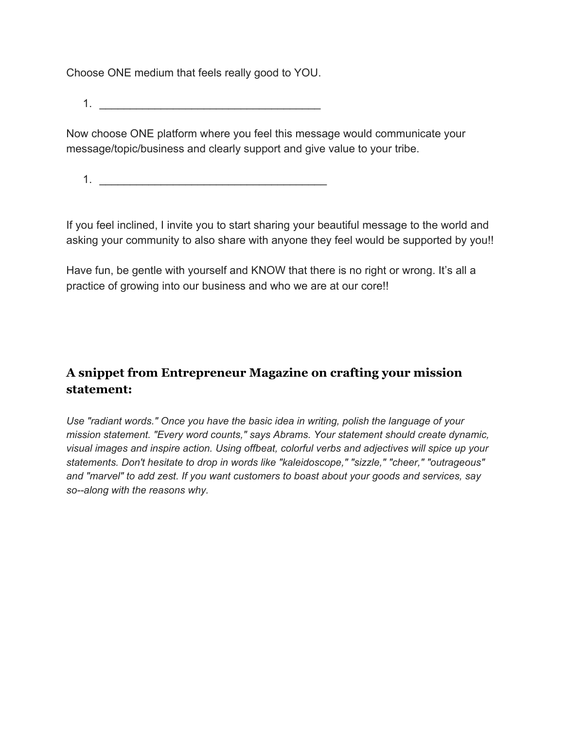Choose ONE medium that feels really good to YOU.

1. ____________________________________

Now choose ONE platform where you feel this message would communicate your message/topic/business and clearly support and give value to your tribe.

1. _____________________________________

If you feel inclined, I invite you to start sharing your beautiful message to the world and asking your community to also share with anyone they feel would be supported by you!!

Have fun, be gentle with yourself and KNOW that there is no right or wrong. It's all a practice of growing into our business and who we are at our core!!

### A snippet from Entrepreneur Magazine on crafting your mission statement:

*Use "radiant words." Once you have the basic idea in writing, polish the language of your mission statement. "Every word counts," says Abrams. Your statement should create dynamic, visual images and inspire action. Using offbeat, colorful verbs and adjectives will spice up your statements. Don't hesitate to drop in words like "kaleidoscope," "sizzle," "cheer," "outrageous" and "marvel" to add zest. If you want customers to boast about your goods and services, say so--along with the reasons why.*